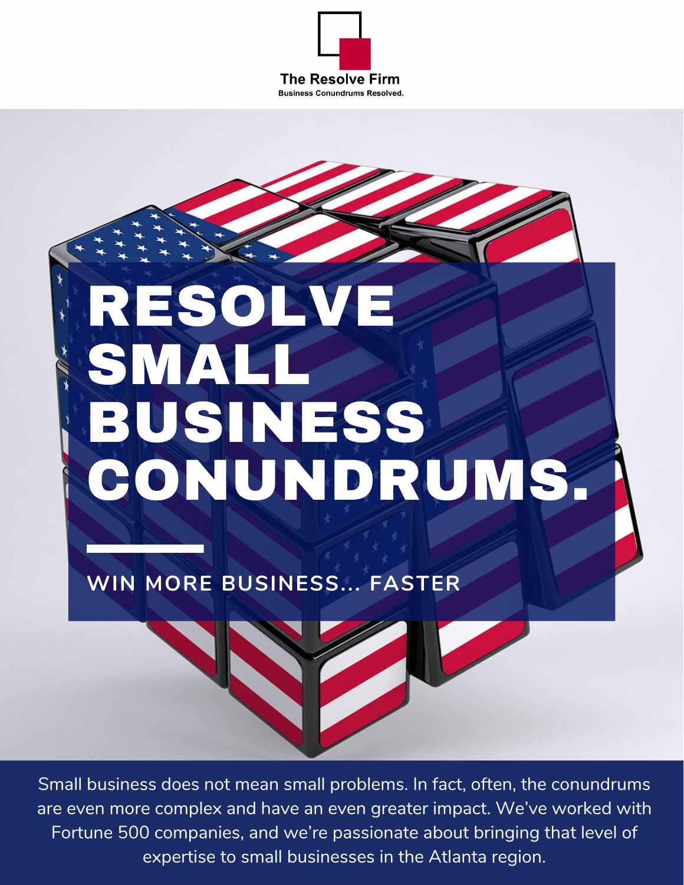**The Resolve Firm**

Business Conundrums Resolved.

# RESOLVE SMALL BUSINESS CONUNDRUMS.

**WIN MORE BUSINESS... FASTER**

Small business does not mean small problems. In fact, often, the conundrums are even more complex and have an even greater impact. We've worked with Fortune 500 companies, and we're passionate about bringing that level of expertise to small businesses in the Atlanta region.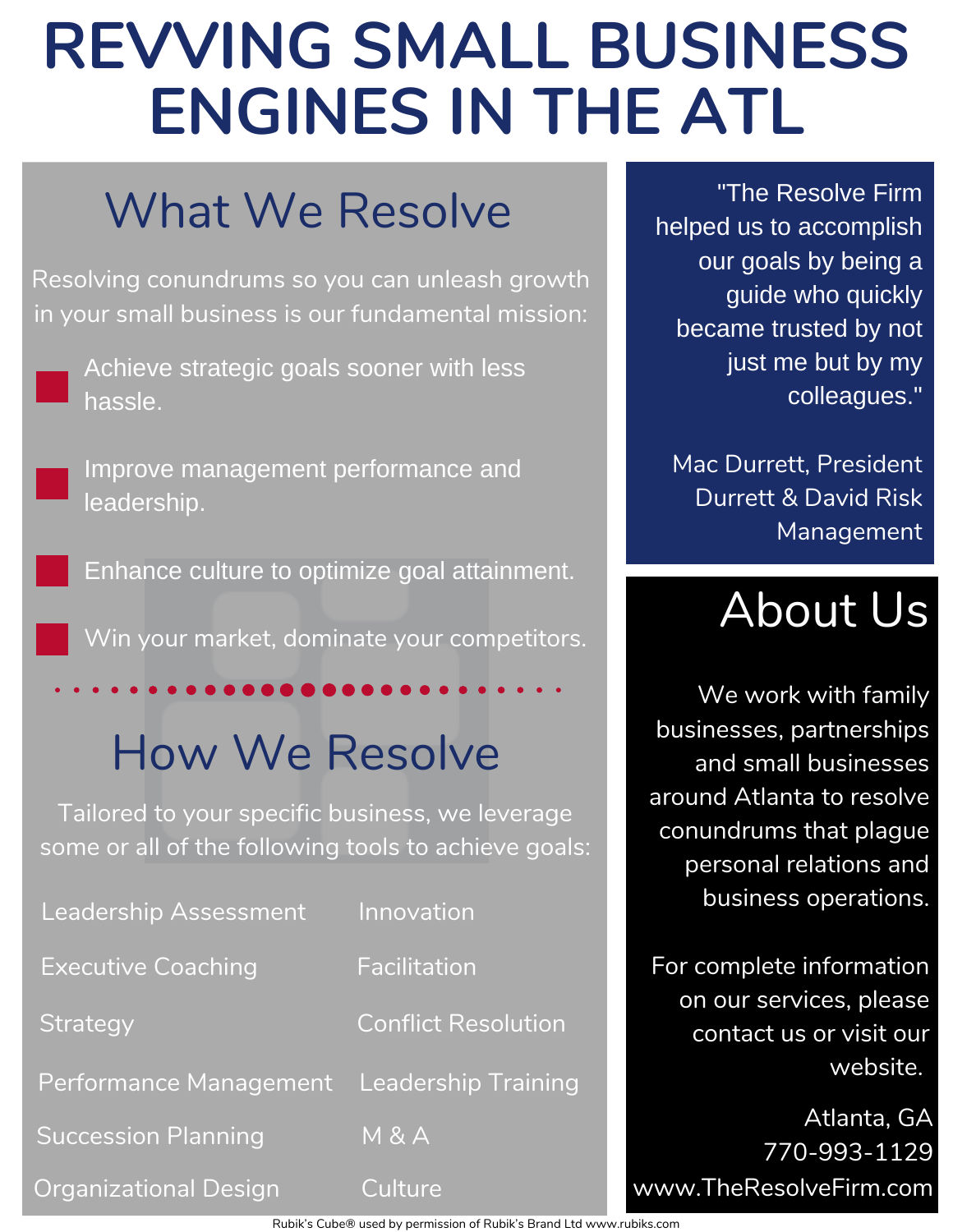# REVVING SMALL BUSINESS ENGINES IN THE ATL

## What We Resolve

Resolving conundrums so you can unleash growth in your small business is our fundamental mission:

- Achieve strategic goals sooner with less hassle.
- Improve management performance and leadership.
- Enhance culture to optimize goal attainment.
- Win your market, dominate your competitors.

## How We Resolve

Tailored to your specific business, we leverage some or all of the following tools to achieve goals:

| | |
|---|---|
| Leadership Assessment | Innovation |
| Executive Coaching | Facilitation |
| Strategy | Conflict Resolution |
| Performance Management | Leadership Training |
| Succession Planning | M & A |
| Organizational Design | Culture |

"The Resolve Firm helped us to accomplish our goals by being a guide who quickly became trusted by not just me but by my colleagues."

Mac Durrett, President
Durrett & David Risk Management

## About Us

We work with family businesses, partnerships and small businesses around Atlanta to resolve conundrums that plague personal relations and business operations.

For complete information on our services, please contact us or visit our website.

Atlanta, GA
770-993-1129
www.TheResolveFirm.com

Rubik's Cube® used by permission of Rubik's Brand Ltd www.rubiks.com